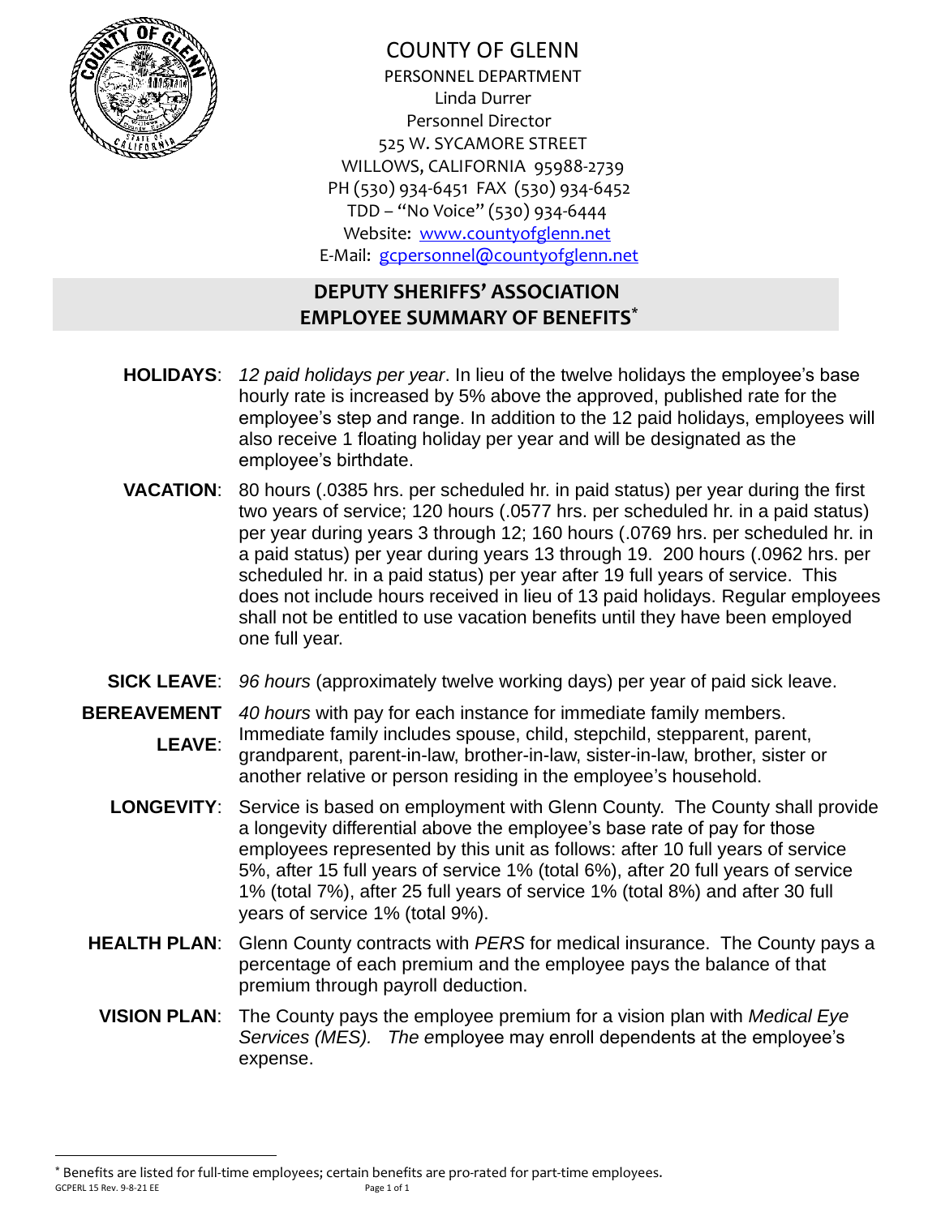COUNTY OF GLENN
PERSONNEL DEPARTMENT
Linda Durrer
Personnel Director
525 W. SYCAMORE STREET
WILLOWS, CALIFORNIA 95988-2739
PH (530) 934-6451 FAX (530) 934-6452
TDD – "No Voice" (530) 934-6444
Website: www.countyofglenn.net
E-Mail: gcpersonnel@countyofglenn.net

## DEPUTY SHERIFFS' ASSOCIATION EMPLOYEE SUMMARY OF BENEFITS*

**HOLIDAYS**: *12 paid holidays per year*. In lieu of the twelve holidays the employee's base hourly rate is increased by 5% above the approved, published rate for the employee's step and range. In addition to the 12 paid holidays, employees will also receive 1 floating holiday per year and will be designated as the employee's birthdate.

**VACATION**: 80 hours (.0385 hrs. per scheduled hr. in paid status) per year during the first two years of service; 120 hours (.0577 hrs. per scheduled hr. in a paid status) per year during years 3 through 12; 160 hours (.0769 hrs. per scheduled hr. in a paid status) per year during years 13 through 19. 200 hours (.0962 hrs. per scheduled hr. in a paid status) per year after 19 full years of service. This does not include hours received in lieu of 13 paid holidays. Regular employees shall not be entitled to use vacation benefits until they have been employed one full year.

**SICK LEAVE**: *96 hours* (approximately twelve working days) per year of paid sick leave.

**BEREAVEMENT LEAVE**: *40 hours* with pay for each instance for immediate family members. Immediate family includes spouse, child, stepchild, stepparent, parent, grandparent, parent-in-law, brother-in-law, sister-in-law, brother, sister or another relative or person residing in the employee's household.

**LONGEVITY**: Service is based on employment with Glenn County. The County shall provide a longevity differential above the employee's base rate of pay for those employees represented by this unit as follows: after 10 full years of service 5%, after 15 full years of service 1% (total 6%), after 20 full years of service 1% (total 7%), after 25 full years of service 1% (total 8%) and after 30 full years of service 1% (total 9%).

**HEALTH PLAN**: Glenn County contracts with *PERS* for medical insurance. The County pays a percentage of each premium and the employee pays the balance of that premium through payroll deduction.

**VISION PLAN**: The County pays the employee premium for a vision plan with *Medical Eye Services (MES). The* employee may enroll dependents at the employee's expense.

---

* Benefits are listed for full-time employees; certain benefits are pro-rated for part-time employees.

GCPERL 15 Rev. 9-8-21 EE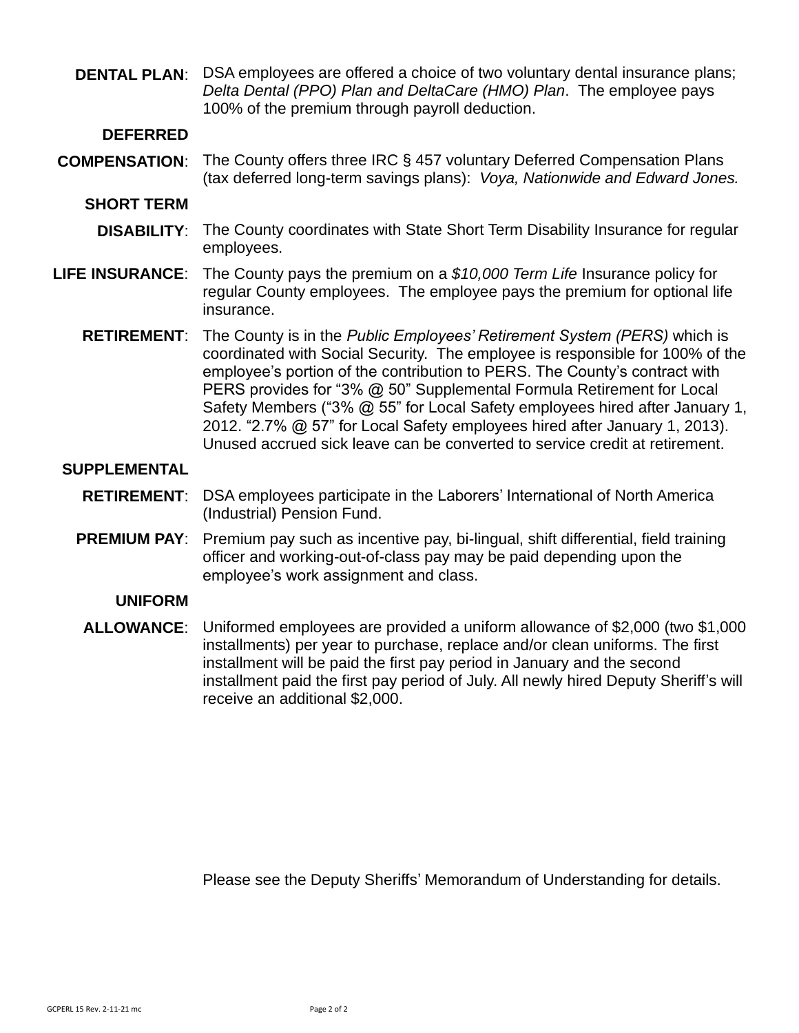**DENTAL PLAN**: DSA employees are offered a choice of two voluntary dental insurance plans; *Delta Dental (PPO) Plan and DeltaCare (HMO) Plan*. The employee pays 100% of the premium through payroll deduction.

**DEFERRED COMPENSATION**: The County offers three IRC § 457 voluntary Deferred Compensation Plans (tax deferred long-term savings plans): *Voya, Nationwide and Edward Jones.*

**SHORT TERM DISABILITY**: The County coordinates with State Short Term Disability Insurance for regular employees.

**LIFE INSURANCE**: The County pays the premium on a *$10,000 Term Life* Insurance policy for regular County employees. The employee pays the premium for optional life insurance.

**RETIREMENT**: The County is in the *Public Employees' Retirement System (PERS)* which is coordinated with Social Security. The employee is responsible for 100% of the employee's portion of the contribution to PERS. The County's contract with PERS provides for "3% @ 50" Supplemental Formula Retirement for Local Safety Members ("3% @ 55" for Local Safety employees hired after January 1, 2012. "2.7% @ 57" for Local Safety employees hired after January 1, 2013). Unused accrued sick leave can be converted to service credit at retirement.

**SUPPLEMENTAL RETIREMENT**: DSA employees participate in the Laborers' International of North America (Industrial) Pension Fund.

**PREMIUM PAY**: Premium pay such as incentive pay, bi-lingual, shift differential, field training officer and working-out-of-class pay may be paid depending upon the employee's work assignment and class.

**UNIFORM ALLOWANCE**: Uniformed employees are provided a uniform allowance of $2,000 (two $1,000 installments) per year to purchase, replace and/or clean uniforms. The first installment will be paid the first pay period in January and the second installment paid the first pay period of July. All newly hired Deputy Sheriff's will receive an additional $2,000.

Please see the Deputy Sheriffs' Memorandum of Understanding for details.

GCPERL 15 Rev. 2-11-21 mc